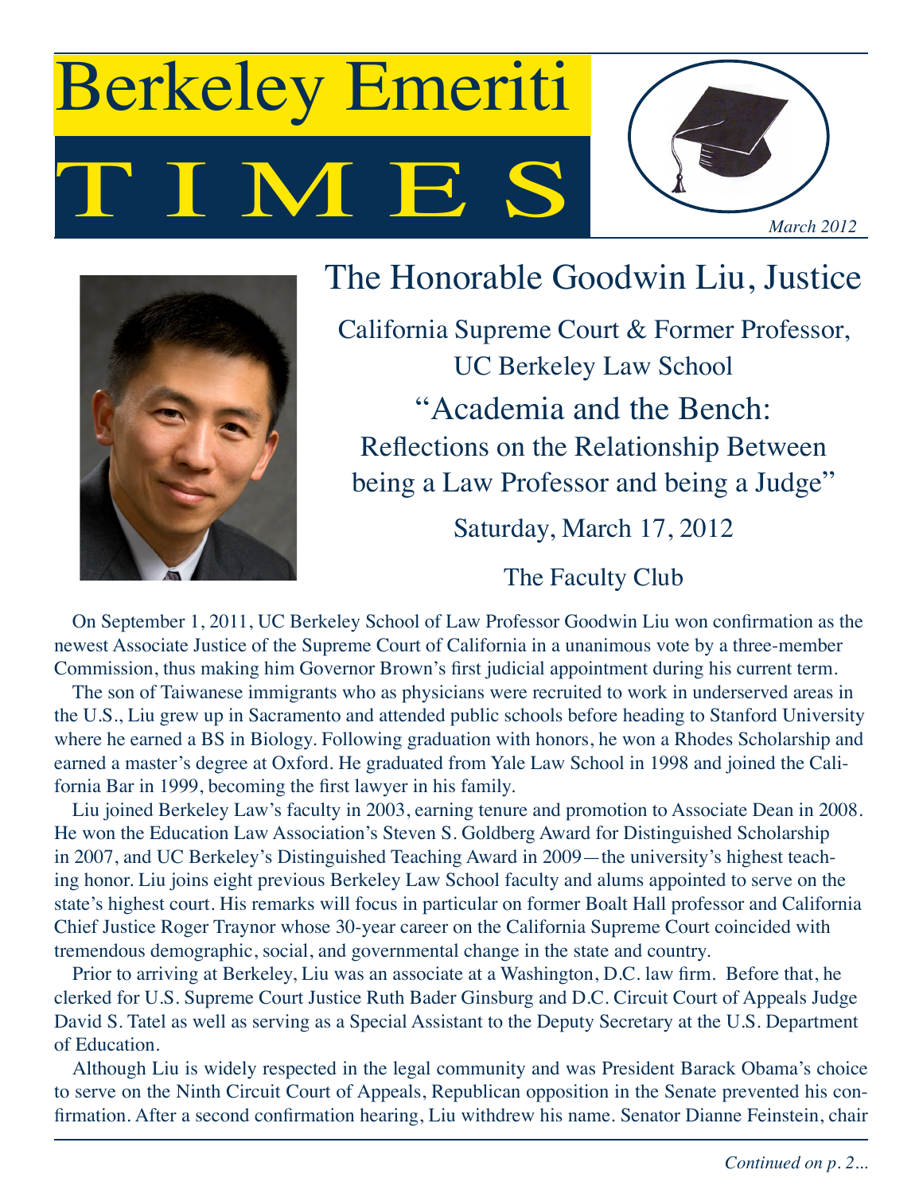# Berkeley Emeriti TIMES

*March 2012*

## The Honorable Goodwin Liu, Justice

California Supreme Court & Former Professor, UC Berkeley Law School

### "Academia and the Bench: Reflections on the Relationship Between being a Law Professor and being a Judge"

Saturday, March 17, 2012

The Faculty Club

On September 1, 2011, UC Berkeley School of Law Professor Goodwin Liu won confirmation as the newest Associate Justice of the Supreme Court of California in a unanimous vote by a three-member Commission, thus making him Governor Brown's first judicial appointment during his current term.

The son of Taiwanese immigrants who as physicians were recruited to work in underserved areas in the U.S., Liu grew up in Sacramento and attended public schools before heading to Stanford University where he earned a BS in Biology. Following graduation with honors, he won a Rhodes Scholarship and earned a master's degree at Oxford. He graduated from Yale Law School in 1998 and joined the California Bar in 1999, becoming the first lawyer in his family.

Liu joined Berkeley Law's faculty in 2003, earning tenure and promotion to Associate Dean in 2008. He won the Education Law Association's Steven S. Goldberg Award for Distinguished Scholarship in 2007, and UC Berkeley's Distinguished Teaching Award in 2009—the university's highest teaching honor. Liu joins eight previous Berkeley Law School faculty and alums appointed to serve on the state's highest court. His remarks will focus in particular on former Boalt Hall professor and California Chief Justice Roger Traynor whose 30-year career on the California Supreme Court coincided with tremendous demographic, social, and governmental change in the state and country.

Prior to arriving at Berkeley, Liu was an associate at a Washington, D.C. law firm. Before that, he clerked for U.S. Supreme Court Justice Ruth Bader Ginsburg and D.C. Circuit Court of Appeals Judge David S. Tatel as well as serving as a Special Assistant to the Deputy Secretary at the U.S. Department of Education.

Although Liu is widely respected in the legal community and was President Barack Obama's choice to serve on the Ninth Circuit Court of Appeals, Republican opposition in the Senate prevented his confirmation. After a second confirmation hearing, Liu withdrew his name. Senator Dianne Feinstein, chair

*Continued on p. 2...*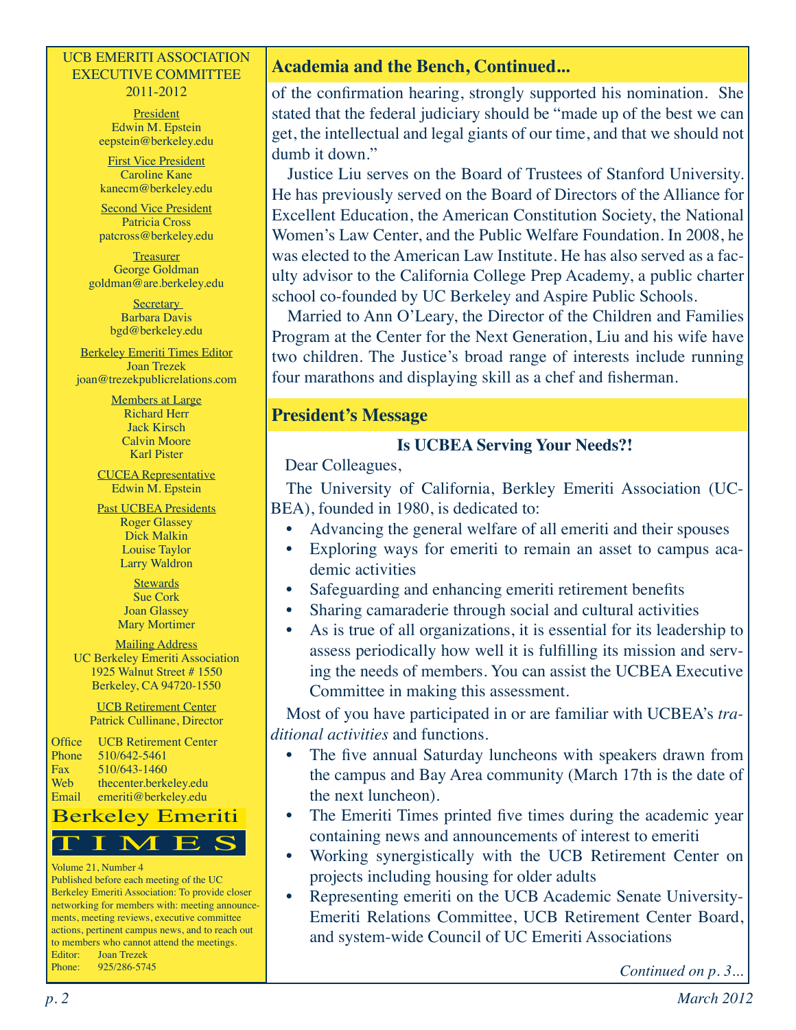UCB EMERITI ASSOCIATION EXECUTIVE COMMITTEE 2011-2012

President
Edwin M. Epstein
eepstein@berkeley.edu

First Vice President
Caroline Kane
kanecm@berkeley.edu

Second Vice President
Patricia Cross
patcross@berkeley.edu

Treasurer
George Goldman
goldman@are.berkeley.edu

Secretary
Barbara Davis
bgd@berkeley.edu

Berkeley Emeriti Times Editor
Joan Trezek
joan@trezekpublicrelations.com

Members at Large
Richard Herr
Jack Kirsch
Calvin Moore
Karl Pister

CUCEA Representative
Edwin M. Epstein

Past UCBEA Presidents
Roger Glassey
Dick Malkin
Louise Taylor
Larry Waldron

Stewards
Sue Cork
Joan Glassey
Mary Mortimer

Mailing Address
UC Berkeley Emeriti Association
1925 Walnut Street # 1550
Berkeley, CA 94720-1550

UCB Retirement Center
Patrick Cullinane, Director

Office UCB Retirement Center
Phone 510/642-5461
Fax 510/643-1460
Web thecenter.berkeley.edu
Email emeriti@berkeley.edu

Berkeley Emeriti TIMES

Volume 21, Number 4
Published before each meeting of the UC Berkeley Emeriti Association: To provide closer networking for members with: meeting announcements, meeting reviews, executive committee actions, pertinent campus news, and to reach out to members who cannot attend the meetings.
Editor: Joan Trezek
Phone: 925/286-5745

## Academia and the Bench, Continued...

of the confirmation hearing, strongly supported his nomination. She stated that the federal judiciary should be "made up of the best we can get, the intellectual and legal giants of our time, and that we should not dumb it down."

Justice Liu serves on the Board of Trustees of Stanford University. He has previously served on the Board of Directors of the Alliance for Excellent Education, the American Constitution Society, the National Women's Law Center, and the Public Welfare Foundation. In 2008, he was elected to the American Law Institute. He has also served as a faculty advisor to the California College Prep Academy, a public charter school co-founded by UC Berkeley and Aspire Public Schools.

Married to Ann O'Leary, the Director of the Children and Families Program at the Center for the Next Generation, Liu and his wife have two children. The Justice's broad range of interests include running four marathons and displaying skill as a chef and fisherman.

## President's Message

**Is UCBEA Serving Your Needs?!**

Dear Colleagues,

The University of California, Berkley Emeriti Association (UCBEA), founded in 1980, is dedicated to:

- Advancing the general welfare of all emeriti and their spouses
- Exploring ways for emeriti to remain an asset to campus academic activities
- Safeguarding and enhancing emeriti retirement benefits
- Sharing camaraderie through social and cultural activities
- As is true of all organizations, it is essential for its leadership to assess periodically how well it is fulfilling its mission and serving the needs of members. You can assist the UCBEA Executive Committee in making this assessment.

Most of you have participated in or are familiar with UCBEA's *traditional activities* and functions.

- The five annual Saturday luncheons with speakers drawn from the campus and Bay Area community (March 17th is the date of the next luncheon).
- The Emeriti Times printed five times during the academic year containing news and announcements of interest to emeriti
- Working synergistically with the UCB Retirement Center on projects including housing for older adults
- Representing emeriti on the UCB Academic Senate University-Emeriti Relations Committee, UCB Retirement Center Board, and system-wide Council of UC Emeriti Associations

*Continued on p. 3...*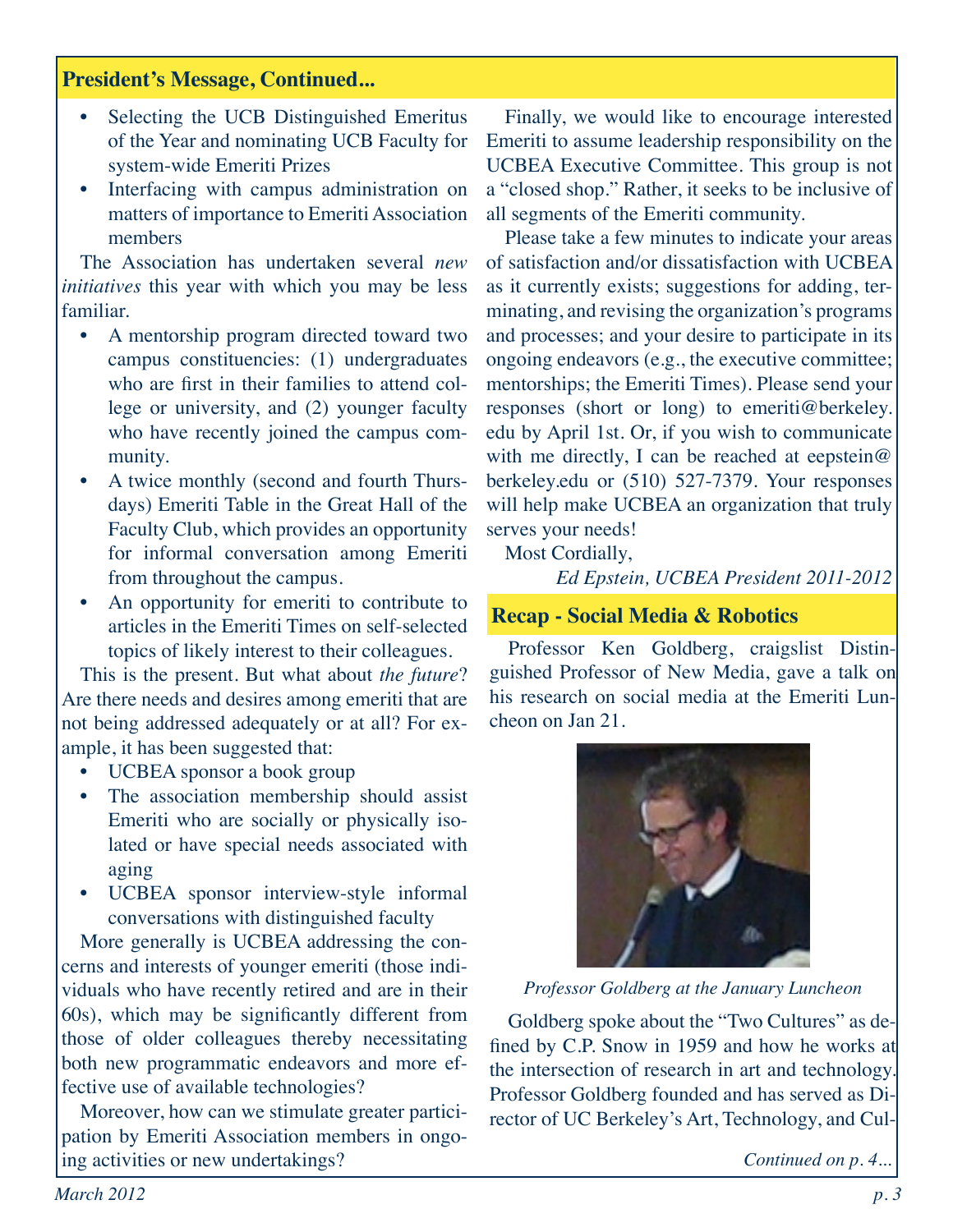## President's Message, Continued...

- Selecting the UCB Distinguished Emeritus of the Year and nominating UCB Faculty for system-wide Emeriti Prizes
- Interfacing with campus administration on matters of importance to Emeriti Association members

The Association has undertaken several *new initiatives* this year with which you may be less familiar.

- A mentorship program directed toward two campus constituencies: (1) undergraduates who are first in their families to attend college or university, and (2) younger faculty who have recently joined the campus community.
- A twice monthly (second and fourth Thursdays) Emeriti Table in the Great Hall of the Faculty Club, which provides an opportunity for informal conversation among Emeriti from throughout the campus.
- An opportunity for emeriti to contribute to articles in the Emeriti Times on self-selected topics of likely interest to their colleagues.

This is the present. But what about *the future*? Are there needs and desires among emeriti that are not being addressed adequately or at all? For example, it has been suggested that:

- UCBEA sponsor a book group
- The association membership should assist Emeriti who are socially or physically isolated or have special needs associated with aging
- UCBEA sponsor interview-style informal conversations with distinguished faculty

More generally is UCBEA addressing the concerns and interests of younger emeriti (those individuals who have recently retired and are in their 60s), which may be significantly different from those of older colleagues thereby necessitating both new programmatic endeavors and more effective use of available technologies?

Moreover, how can we stimulate greater participation by Emeriti Association members in ongoing activities or new undertakings?

Finally, we would like to encourage interested Emeriti to assume leadership responsibility on the UCBEA Executive Committee. This group is not a "closed shop." Rather, it seeks to be inclusive of all segments of the Emeriti community.

Please take a few minutes to indicate your areas of satisfaction and/or dissatisfaction with UCBEA as it currently exists; suggestions for adding, terminating, and revising the organization's programs and processes; and your desire to participate in its ongoing endeavors (e.g., the executive committee; mentorships; the Emeriti Times). Please send your responses (short or long) to emeriti@berkeley.edu by April 1st. Or, if you wish to communicate with me directly, I can be reached at eepstein@berkeley.edu or (510) 527-7379. Your responses will help make UCBEA an organization that truly serves your needs!

Most Cordially,

*Ed Epstein, UCBEA President 2011-2012*

## Recap - Social Media & Robotics

Professor Ken Goldberg, craigslist Distinguished Professor of New Media, gave a talk on his research on social media at the Emeriti Luncheon on Jan 21.

*Professor Goldberg at the January Luncheon*

Goldberg spoke about the "Two Cultures" as defined by C.P. Snow in 1959 and how he works at the intersection of research in art and technology. Professor Goldberg founded and has served as Director of UC Berkeley's Art, Technology, and Cul-

*Continued on p. 4...*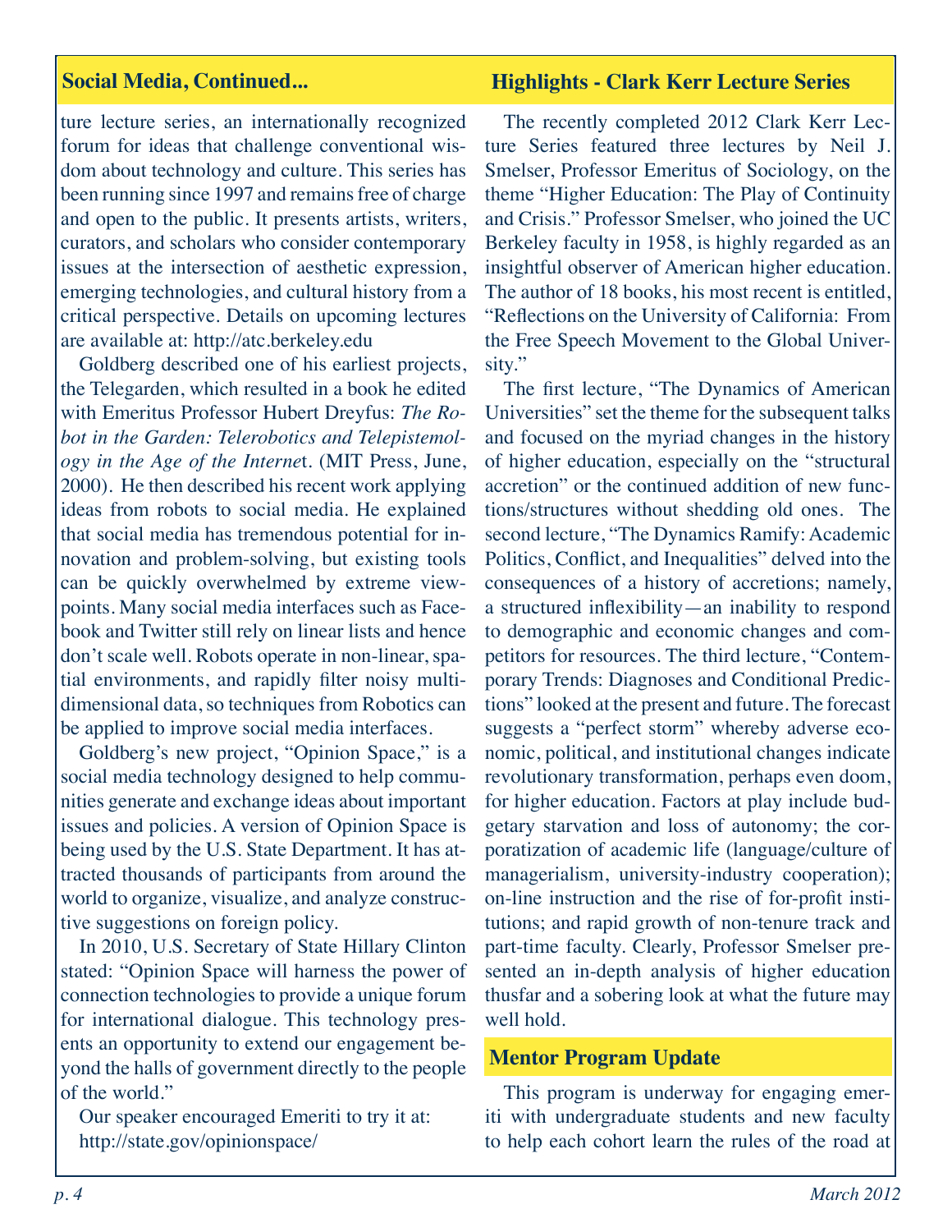## Social Media, Continued...

ture lecture series, an internationally recognized forum for ideas that challenge conventional wisdom about technology and culture. This series has been running since 1997 and remains free of charge and open to the public. It presents artists, writers, curators, and scholars who consider contemporary issues at the intersection of aesthetic expression, emerging technologies, and cultural history from a critical perspective. Details on upcoming lectures are available at: http://atc.berkeley.edu

Goldberg described one of his earliest projects, the Telegarden, which resulted in a book he edited with Emeritus Professor Hubert Dreyfus: *The Robot in the Garden: Telerobotics and Telepistemology in the Age of the Internet*. (MIT Press, June, 2000). He then described his recent work applying ideas from robots to social media. He explained that social media has tremendous potential for innovation and problem-solving, but existing tools can be quickly overwhelmed by extreme viewpoints. Many social media interfaces such as Facebook and Twitter still rely on linear lists and hence don't scale well. Robots operate in non-linear, spatial environments, and rapidly filter noisy multidimensional data, so techniques from Robotics can be applied to improve social media interfaces.

Goldberg's new project, "Opinion Space," is a social media technology designed to help communities generate and exchange ideas about important issues and policies. A version of Opinion Space is being used by the U.S. State Department. It has attracted thousands of participants from around the world to organize, visualize, and analyze constructive suggestions on foreign policy.

In 2010, U.S. Secretary of State Hillary Clinton stated: "Opinion Space will harness the power of connection technologies to provide a unique forum for international dialogue. This technology presents an opportunity to extend our engagement beyond the halls of government directly to the people of the world."

Our speaker encouraged Emeriti to try it at: http://state.gov/opinionspace/

## Highlights - Clark Kerr Lecture Series

The recently completed 2012 Clark Kerr Lecture Series featured three lectures by Neil J. Smelser, Professor Emeritus of Sociology, on the theme "Higher Education: The Play of Continuity and Crisis." Professor Smelser, who joined the UC Berkeley faculty in 1958, is highly regarded as an insightful observer of American higher education. The author of 18 books, his most recent is entitled, "Reflections on the University of California: From the Free Speech Movement to the Global University."

The first lecture, "The Dynamics of American Universities" set the theme for the subsequent talks and focused on the myriad changes in the history of higher education, especially on the "structural accretion" or the continued addition of new functions/structures without shedding old ones. The second lecture, "The Dynamics Ramify: Academic Politics, Conflict, and Inequalities" delved into the consequences of a history of accretions; namely, a structured inflexibility—an inability to respond to demographic and economic changes and competitors for resources. The third lecture, "Contemporary Trends: Diagnoses and Conditional Predictions" looked at the present and future. The forecast suggests a "perfect storm" whereby adverse economic, political, and institutional changes indicate revolutionary transformation, perhaps even doom, for higher education. Factors at play include budgetary starvation and loss of autonomy; the corporatization of academic life (language/culture of managerialism, university-industry cooperation); on-line instruction and the rise of for-profit institutions; and rapid growth of non-tenure track and part-time faculty. Clearly, Professor Smelser presented an in-depth analysis of higher education thusfar and a sobering look at what the future may well hold.

## Mentor Program Update

This program is underway for engaging emeriti with undergraduate students and new faculty to help each cohort learn the rules of the road at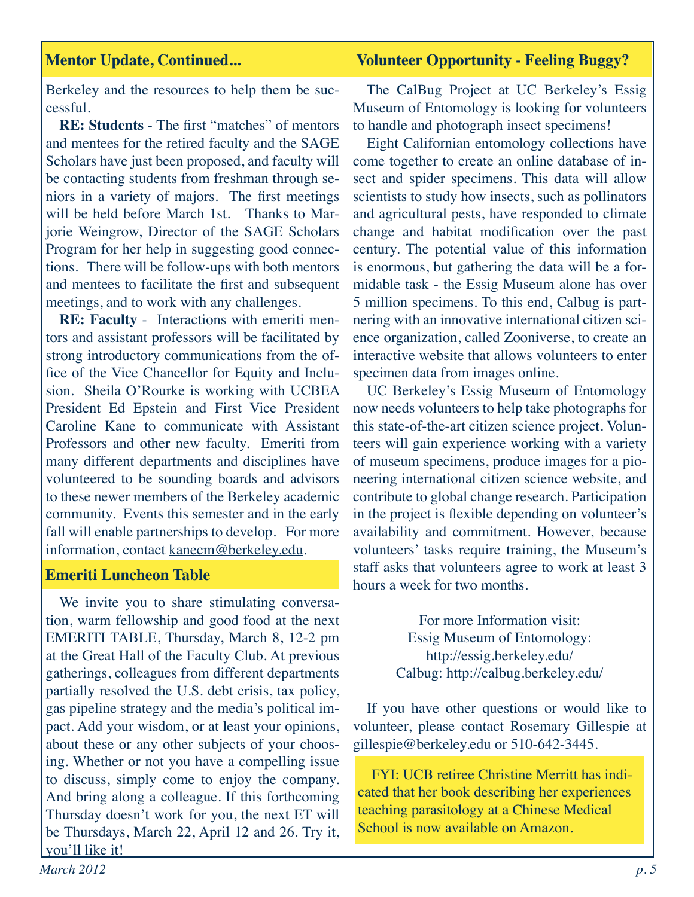## Mentor Update, Continued...

Berkeley and the resources to help them be successful.

**RE: Students** - The first "matches" of mentors and mentees for the retired faculty and the SAGE Scholars have just been proposed, and faculty will be contacting students from freshman through seniors in a variety of majors. The first meetings will be held before March 1st. Thanks to Marjorie Weingrow, Director of the SAGE Scholars Program for her help in suggesting good connections. There will be follow-ups with both mentors and mentees to facilitate the first and subsequent meetings, and to work with any challenges.

**RE: Faculty** - Interactions with emeriti mentors and assistant professors will be facilitated by strong introductory communications from the office of the Vice Chancellor for Equity and Inclusion. Sheila O'Rourke is working with UCBEA President Ed Epstein and First Vice President Caroline Kane to communicate with Assistant Professors and other new faculty. Emeriti from many different departments and disciplines have volunteered to be sounding boards and advisors to these newer members of the Berkeley academic community. Events this semester and in the early fall will enable partnerships to develop. For more information, contact kanecm@berkeley.edu.

## Emeriti Luncheon Table

We invite you to share stimulating conversation, warm fellowship and good food at the next EMERITI TABLE, Thursday, March 8, 12-2 pm at the Great Hall of the Faculty Club. At previous gatherings, colleagues from different departments partially resolved the U.S. debt crisis, tax policy, gas pipeline strategy and the media's political impact. Add your wisdom, or at least your opinions, about these or any other subjects of your choosing. Whether or not you have a compelling issue to discuss, simply come to enjoy the company. And bring along a colleague. If this forthcoming Thursday doesn't work for you, the next ET will be Thursdays, March 22, April 12 and 26. Try it, you'll like it!

## Volunteer Opportunity - Feeling Buggy?

The CalBug Project at UC Berkeley's Essig Museum of Entomology is looking for volunteers to handle and photograph insect specimens!

Eight Californian entomology collections have come together to create an online database of insect and spider specimens. This data will allow scientists to study how insects, such as pollinators and agricultural pests, have responded to climate change and habitat modification over the past century. The potential value of this information is enormous, but gathering the data will be a formidable task - the Essig Museum alone has over 5 million specimens. To this end, Calbug is partnering with an innovative international citizen science organization, called Zooniverse, to create an interactive website that allows volunteers to enter specimen data from images online.

UC Berkeley's Essig Museum of Entomology now needs volunteers to help take photographs for this state-of-the-art citizen science project. Volunteers will gain experience working with a variety of museum specimens, produce images for a pioneering international citizen science website, and contribute to global change research. Participation in the project is flexible depending on volunteer's availability and commitment. However, because volunteers' tasks require training, the Museum's staff asks that volunteers agree to work at least 3 hours a week for two months.

For more Information visit:
Essig Museum of Entomology: http://essig.berkeley.edu/
Calbug: http://calbug.berkeley.edu/

If you have other questions or would like to volunteer, please contact Rosemary Gillespie at gillespie@berkeley.edu or 510-642-3445.

FYI: UCB retiree Christine Merritt has indicated that her book describing her experiences teaching parasitology at a Chinese Medical School is now available on Amazon.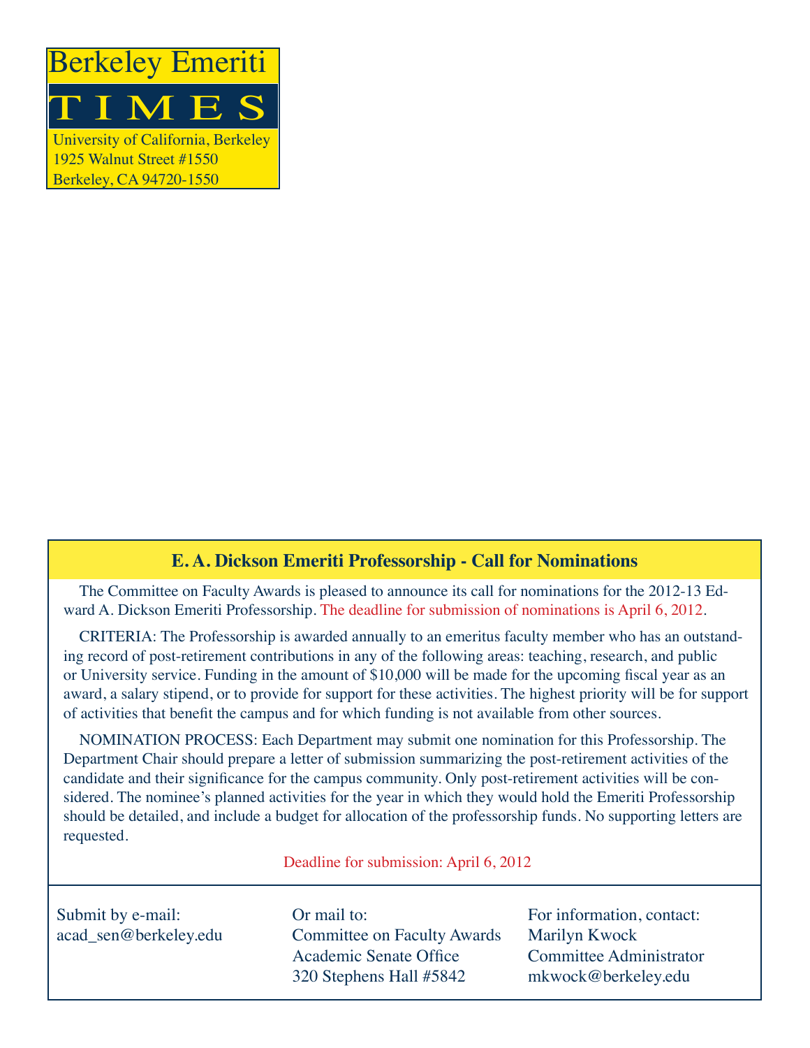Berkeley Emeriti

TIMES

University of California, Berkeley
1925 Walnut Street #1550
Berkeley, CA 94720-1550

## E. A. Dickson Emeriti Professorship - Call for Nominations

The Committee on Faculty Awards is pleased to announce its call for nominations for the 2012-13 Edward A. Dickson Emeriti Professorship. The deadline for submission of nominations is April 6, 2012.

CRITERIA: The Professorship is awarded annually to an emeritus faculty member who has an outstanding record of post-retirement contributions in any of the following areas: teaching, research, and public or University service. Funding in the amount of $10,000 will be made for the upcoming fiscal year as an award, a salary stipend, or to provide for support for these activities. The highest priority will be for support of activities that benefit the campus and for which funding is not available from other sources.

NOMINATION PROCESS: Each Department may submit one nomination for this Professorship. The Department Chair should prepare a letter of submission summarizing the post-retirement activities of the candidate and their significance for the campus community. Only post-retirement activities will be considered. The nominee's planned activities for the year in which they would hold the Emeriti Professorship should be detailed, and include a budget for allocation of the professorship funds. No supporting letters are requested.

Deadline for submission: April 6, 2012

Submit by e-mail:
acad_sen@berkeley.edu

Or mail to:
Committee on Faculty Awards
Academic Senate Office
320 Stephens Hall #5842

For information, contact:
Marilyn Kwock
Committee Administrator
mkwock@berkeley.edu